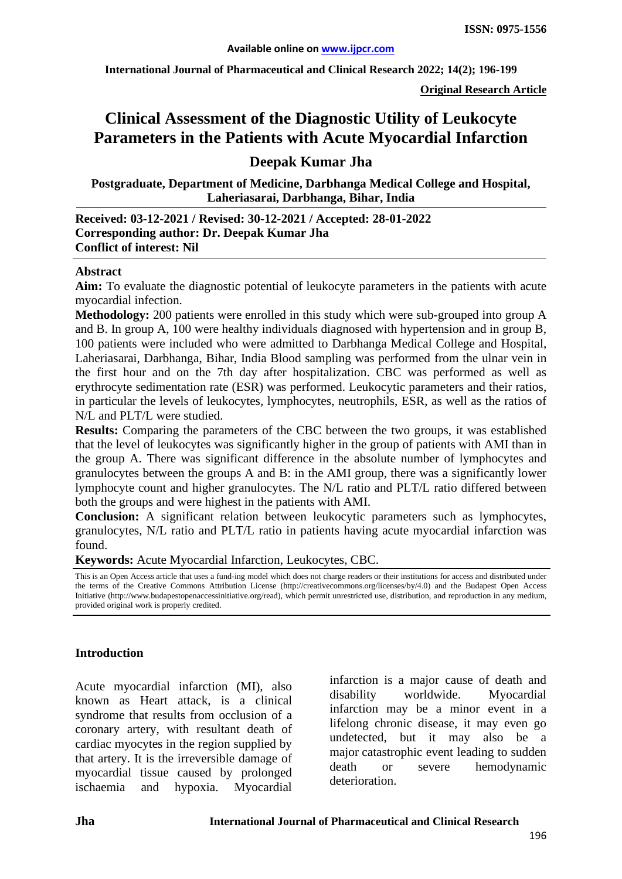Available online on www.ijpcr.com

**Original Research Article**

# Clinical Assessment of the Diagnostic Utility of Leukocyte Parameters in the Patients with Acute Myocardial Infarction

## Deepak Kumar Jha

**Postgraduate, Department of Medicine, Darbhanga Medical College and Hospital, Laheriasarai, Darbhanga, Bihar, India**

**Received: 03-12-2021 / Revised: 30-12-2021 / Accepted: 28-01-2022**
**Corresponding author: Dr. Deepak Kumar Jha**
**Conflict of interest: Nil**

### Abstract

**Aim:** To evaluate the diagnostic potential of leukocyte parameters in the patients with acute myocardial infection.

**Methodology:** 200 patients were enrolled in this study which were sub-grouped into group A and B. In group A, 100 were healthy individuals diagnosed with hypertension and in group B, 100 patients were included who were admitted to Darbhanga Medical College and Hospital, Laheriasarai, Darbhanga, Bihar, India Blood sampling was performed from the ulnar vein in the first hour and on the 7th day after hospitalization. CBC was performed as well as erythrocyte sedimentation rate (ESR) was performed. Leukocytic parameters and their ratios, in particular the levels of leukocytes, lymphocytes, neutrophils, ESR, as well as the ratios of N/L and PLT/L were studied.

**Results:** Comparing the parameters of the CBC between the two groups, it was established that the level of leukocytes was significantly higher in the group of patients with AMI than in the group A. There was significant difference in the absolute number of lymphocytes and granulocytes between the groups A and B: in the AMI group, there was a significantly lower lymphocyte count and higher granulocytes. The N/L ratio and PLT/L ratio differed between both the groups and were highest in the patients with AMI.

**Conclusion:** A significant relation between leukocytic parameters such as lymphocytes, granulocytes, N/L ratio and PLT/L ratio in patients having acute myocardial infarction was found.

**Keywords:** Acute Myocardial Infarction, Leukocytes, CBC.

This is an Open Access article that uses a fund-ing model which does not charge readers or their institutions for access and distributed under the terms of the Creative Commons Attribution License (http://creativecommons.org/licenses/by/4.0) and the Budapest Open Access Initiative (http://www.budapestopenaccessinitiative.org/read), which permit unrestricted use, distribution, and reproduction in any medium, provided original work is properly credited.

### Introduction

Acute myocardial infarction (MI), also known as Heart attack, is a clinical syndrome that results from occlusion of a coronary artery, with resultant death of cardiac myocytes in the region supplied by that artery. It is the irreversible damage of myocardial tissue caused by prolonged ischaemia and hypoxia. Myocardial infarction is a major cause of death and disability worldwide. Myocardial infarction may be a minor event in a lifelong chronic disease, it may even go undetected, but it may also be a major catastrophic event leading to sudden death or severe hemodynamic deterioration.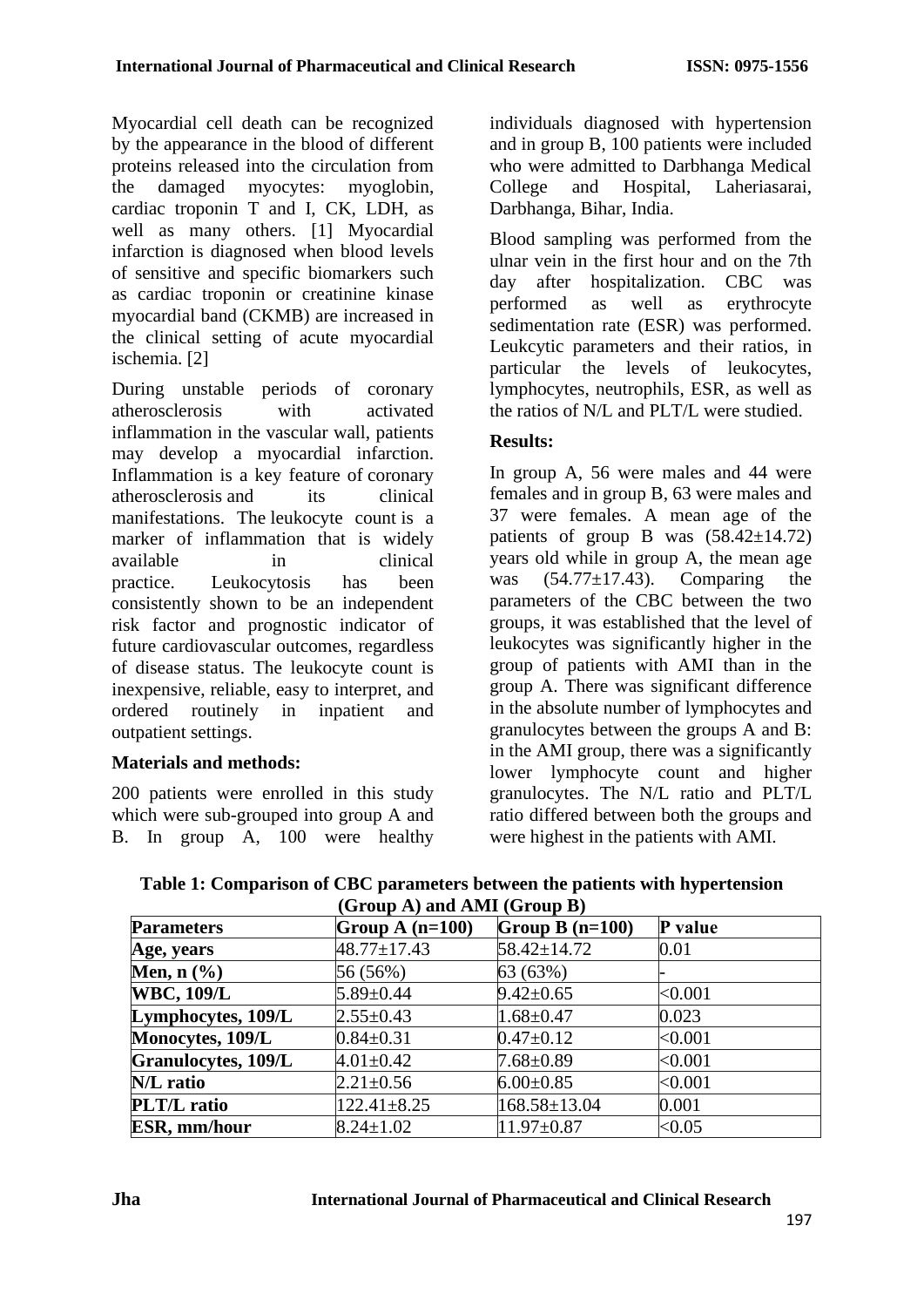Myocardial cell death can be recognized by the appearance in the blood of different proteins released into the circulation from the damaged myocytes: myoglobin, cardiac troponin T and I, CK, LDH, as well as many others. [1] Myocardial infarction is diagnosed when blood levels of sensitive and specific biomarkers such as cardiac troponin or creatinine kinase myocardial band (CKMB) are increased in the clinical setting of acute myocardial ischemia. [2]

During unstable periods of coronary atherosclerosis with activated inflammation in the vascular wall, patients may develop a myocardial infarction. Inflammation is a key feature of coronary atherosclerosis and its clinical manifestations. The leukocyte count is a marker of inflammation that is widely available in clinical practice. Leukocytosis has been consistently shown to be an independent risk factor and prognostic indicator of future cardiovascular outcomes, regardless of disease status. The leukocyte count is inexpensive, reliable, easy to interpret, and ordered routinely in inpatient and outpatient settings.

**Materials and methods:**

200 patients were enrolled in this study which were sub-grouped into group A and B. In group A, 100 were healthy individuals diagnosed with hypertension and in group B, 100 patients were included who were admitted to Darbhanga Medical College and Hospital, Laheriasarai, Darbhanga, Bihar, India.

Blood sampling was performed from the ulnar vein in the first hour and on the 7th day after hospitalization. CBC was performed as well as erythrocyte sedimentation rate (ESR) was performed. Leukcytic parameters and their ratios, in particular the levels of leukocytes, lymphocytes, neutrophils, ESR, as well as the ratios of N/L and PLT/L were studied.

**Results:**

In group A, 56 were males and 44 were females and in group B, 63 were males and 37 were females. A mean age of the patients of group B was (58.42±14.72) years old while in group A, the mean age was (54.77±17.43). Comparing the parameters of the CBC between the two groups, it was established that the level of leukocytes was significantly higher in the group of patients with AMI than in the group A. There was significant difference in the absolute number of lymphocytes and granulocytes between the groups A and B: in the AMI group, there was a significantly lower lymphocyte count and higher granulocytes. The N/L ratio and PLT/L ratio differed between both the groups and were highest in the patients with AMI.

**Table 1: Comparison of CBC parameters between the patients with hypertension (Group A) and AMI (Group B)**

| **Parameters** | **Group A (n=100)** | **Group B (n=100)** | **P value** |
|---|---|---|---|
| **Age, years** | 48.77±17.43 | 58.42±14.72 | 0.01 |
| **Men, n (%)** | 56 (56%) | 63 (63%) | - |
| **WBC, 109/L** | 5.89±0.44 | 9.42±0.65 | <0.001 |
| **Lymphocytes, 109/L** | 2.55±0.43 | 1.68±0.47 | 0.023 |
| **Monocytes, 109/L** | 0.84±0.31 | 0.47±0.12 | <0.001 |
| **Granulocytes, 109/L** | 4.01±0.42 | 7.68±0.89 | <0.001 |
| **N/L ratio** | 2.21±0.56 | 6.00±0.85 | <0.001 |
| **PLT/L ratio** | 122.41±8.25 | 168.58±13.04 | 0.001 |
| **ESR, mm/hour** | 8.24±1.02 | 11.97±0.87 | <0.05 |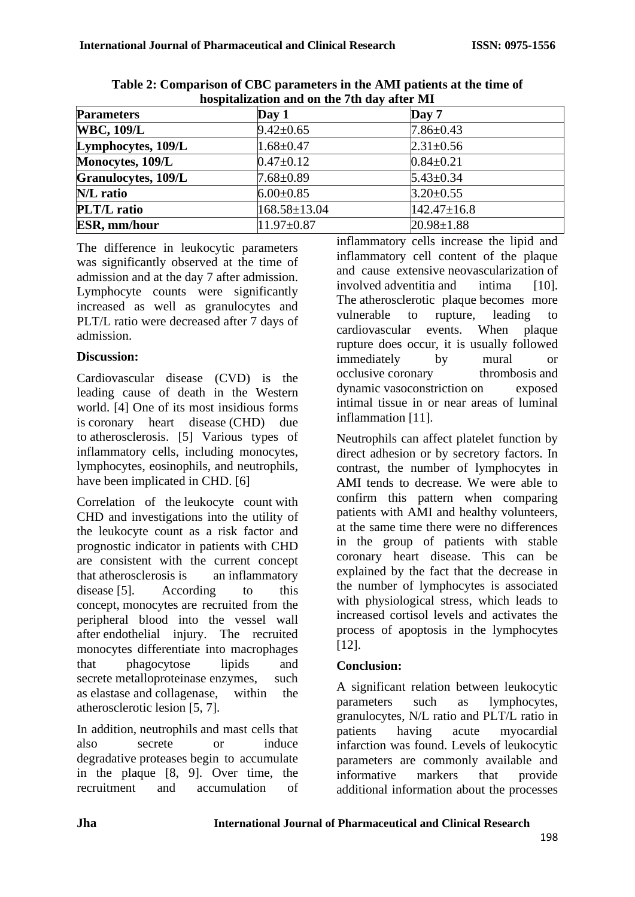**Table 2: Comparison of CBC parameters in the AMI patients at the time of hospitalization and on the 7th day after MI**

| Parameters | Day 1 | Day 7 |
|---|---|---|
| **WBC, 109/L** | 9.42±0.65 | 7.86±0.43 |
| **Lymphocytes, 109/L** | 1.68±0.47 | 2.31±0.56 |
| **Monocytes, 109/L** | 0.47±0.12 | 0.84±0.21 |
| **Granulocytes, 109/L** | 7.68±0.89 | 5.43±0.34 |
| **N/L ratio** | 6.00±0.85 | 3.20±0.55 |
| **PLT/L ratio** | 168.58±13.04 | 142.47±16.8 |
| **ESR, mm/hour** | 11.97±0.87 | 20.98±1.88 |

The difference in leukocytic parameters was significantly observed at the time of admission and at the day 7 after admission. Lymphocyte counts were significantly increased as well as granulocytes and PLT/L ratio were decreased after 7 days of admission.

## Discussion:

Cardiovascular disease (CVD) is the leading cause of death in the Western world. [4] One of its most insidious forms is coronary heart disease (CHD) due to atherosclerosis. [5] Various types of inflammatory cells, including monocytes, lymphocytes, eosinophils, and neutrophils, have been implicated in CHD. [6]

Correlation of the leukocyte count with CHD and investigations into the utility of the leukocyte count as a risk factor and prognostic indicator in patients with CHD are consistent with the current concept that atherosclerosis is an inflammatory disease [5]. According to this concept, monocytes are recruited from the peripheral blood into the vessel wall after endothelial injury. The recruited monocytes differentiate into macrophages that phagocytose lipids and secrete metalloproteinase enzymes, such as elastase and collagenase, within the atherosclerotic lesion [5, 7].

In addition, neutrophils and mast cells that also secrete or induce degradative proteases begin to accumulate in the plaque [8, 9]. Over time, the recruitment and accumulation of inflammatory cells increase the lipid and inflammatory cell content of the plaque and cause extensive neovascularization of involved adventitia and intima [10]. The atherosclerotic plaque becomes more vulnerable to rupture, leading to cardiovascular events. When plaque rupture does occur, it is usually followed immediately by mural or occlusive coronary thrombosis and dynamic vasoconstriction on exposed intimal tissue in or near areas of luminal inflammation [11].

Neutrophils can affect platelet function by direct adhesion or by secretory factors. In contrast, the number of lymphocytes in AMI tends to decrease. We were able to confirm this pattern when comparing patients with AMI and healthy volunteers, at the same time there were no differences in the group of patients with stable coronary heart disease. This can be explained by the fact that the decrease in the number of lymphocytes is associated with physiological stress, which leads to increased cortisol levels and activates the process of apoptosis in the lymphocytes [12].

## Conclusion:

A significant relation between leukocytic parameters such as lymphocytes, granulocytes, N/L ratio and PLT/L ratio in patients having acute myocardial infarction was found. Levels of leukocytic parameters are commonly available and informative markers that provide additional information about the processes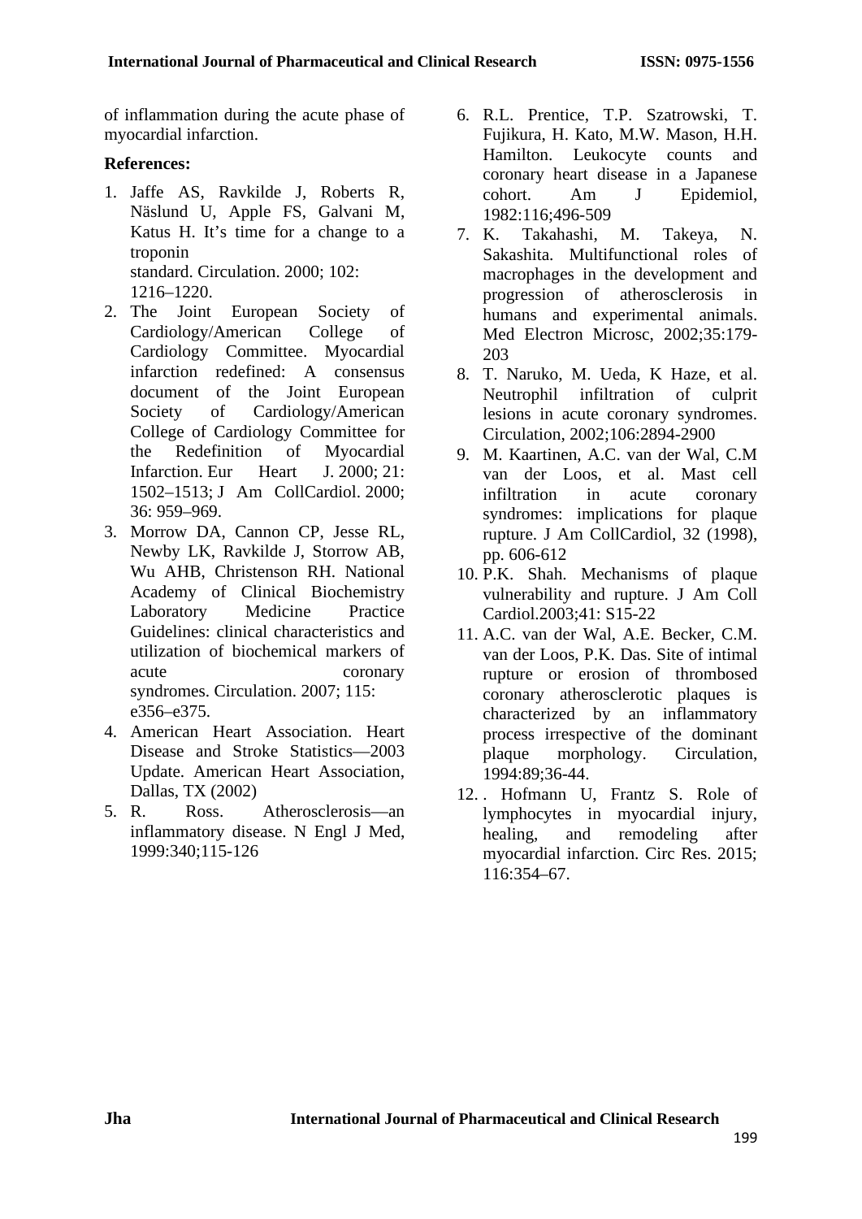of inflammation during the acute phase of myocardial infarction.

**References:**

1. Jaffe AS, Ravkilde J, Roberts R, Näslund U, Apple FS, Galvani M, Katus H. It's time for a change to a troponin standard. Circulation. 2000; 102: 1216–1220.
2. The Joint European Society of Cardiology/American College of Cardiology Committee. Myocardial infarction redefined: A consensus document of the Joint European Society of Cardiology/American College of Cardiology Committee for the Redefinition of Myocardial Infarction. Eur Heart J. 2000; 21: 1502–1513; J Am CollCardiol. 2000; 36: 959–969.
3. Morrow DA, Cannon CP, Jesse RL, Newby LK, Ravkilde J, Storrow AB, Wu AHB, Christenson RH. National Academy of Clinical Biochemistry Laboratory Medicine Practice Guidelines: clinical characteristics and utilization of biochemical markers of acute coronary syndromes. Circulation. 2007; 115: e356–e375.
4. American Heart Association. Heart Disease and Stroke Statistics—2003 Update. American Heart Association, Dallas, TX (2002)
5. R. Ross. Atherosclerosis—an inflammatory disease. N Engl J Med, 1999:340;115-126
6. R.L. Prentice, T.P. Szatrowski, T. Fujikura, H. Kato, M.W. Mason, H.H. Hamilton. Leukocyte counts and coronary heart disease in a Japanese cohort. Am J Epidemiol, 1982:116;496-509
7. K. Takahashi, M. Takeya, N. Sakashita. Multifunctional roles of macrophages in the development and progression of atherosclerosis in humans and experimental animals. Med Electron Microsc, 2002;35:179-203
8. T. Naruko, M. Ueda, K Haze, et al. Neutrophil infiltration of culprit lesions in acute coronary syndromes. Circulation, 2002;106:2894-2900
9. M. Kaartinen, A.C. van der Wal, C.M van der Loos, et al. Mast cell infiltration in acute coronary syndromes: implications for plaque rupture. J Am CollCardiol, 32 (1998), pp. 606-612
10. P.K. Shah. Mechanisms of plaque vulnerability and rupture. J Am Coll Cardiol.2003;41: S15-22
11. A.C. van der Wal, A.E. Becker, C.M. van der Loos, P.K. Das. Site of intimal rupture or erosion of thrombosed coronary atherosclerotic plaques is characterized by an inflammatory process irrespective of the dominant plaque morphology. Circulation, 1994:89;36-44.
12. . Hofmann U, Frantz S. Role of lymphocytes in myocardial injury, healing, and remodeling after myocardial infarction. Circ Res. 2015; 116:354–67.